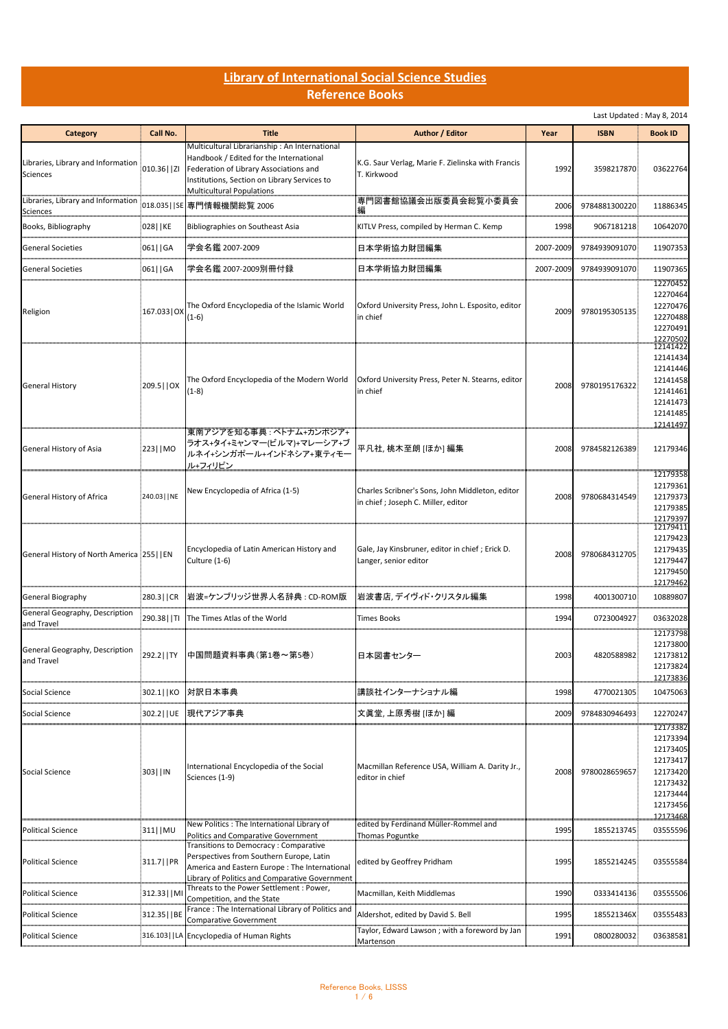# Library of International Social Science Studies
## Reference Books

Last Updated : May 8, 2014

| Category | Call No. | Title | Author / Editor | Year | ISBN | Book ID |
|---|---|---|---|---|---|---|
| Libraries, Library and Information Sciences | 010.36\|\|ZI | Multicultural Librarianship : An International Handbook / Edited for the International Federation of Library Associations and Institutions, Section on Library Services to Multicultural Populations | K.G. Saur Verlag, Marie F. Zielinska with Francis T. Kirkwood | 1992 | 3598217870 | 03622764 |
| Libraries, Library and Information Sciences | 018.035\|\|SE | 専門情報機関総覧 2006 | 専門図書館協議会出版委員会総覧小委員会編 | 2006 | 9784881300220 | 11886345 |
| Books, Bibliography | 028\|\|KE | Bibliographies on Southeast Asia | KITLV Press, compiled by Herman C. Kemp | 1998 | 9067181218 | 10642070 |
| General Societies | 061\|\|GA | 学会名鑑 2007-2009 | 日本学術協力財団編集 | 2007-2009 | 9784939091070 | 11907353 |
| General Societies | 061\|\|GA | 学会名鑑 2007-2009別冊付録 | 日本学術協力財団編集 | 2007-2009 | 9784939091070 | 11907365 |
| Religion | 167.033\|OX | The Oxford Encyclopedia of the Islamic World (1-6) | Oxford University Press, John L. Esposito, editor in chief | 2009 | 9780195305135 | 12270452 12270464 12270476 12270488 12270491 12270502 |
| General History | 209.5\|\|OX | The Oxford Encyclopedia of the Modern World (1-8) | Oxford University Press, Peter N. Stearns, editor in chief | 2008 | 9780195176322 | 12141422 12141434 12141446 12141458 12141461 12141473 12141485 12141497 |
| General History of Asia | 223\|\|MO | 東南アジアを知る事典 : ベトナム+カンボジア+ラオス+タイ+ミャンマー(ビルマ)+マレーシア+ブルネイ+シンガポール+インドネシア+東ティモール+フィリピン | 平凡社, 桃木至朗 [ほか] 編集 | 2008 | 9784582126389 | 12179346 |
| General History of Africa | 240.03\|\|NE | New Encyclopedia of Africa (1-5) | Charles Scribner's Sons, John Middleton, editor in chief ; Joseph C. Miller, editor | 2008 | 9780684314549 | 12179358 12179361 12179373 12179385 12179397 |
| General History of North America | 255\|\|EN | Encyclopedia of Latin American History and Culture (1-6) | Gale, Jay Kinsbruner, editor in chief ; Erick D. Langer, senior editor | 2008 | 9780684312705 | 12179411 12179423 12179435 12179447 12179450 12179462 |
| General Biography | 280.3\|\|CR | 岩波=ケンブリッジ世界人名辞典 : CD-ROM版 | 岩波書店, デイヴィド・クリスタル編集 | 1998 | 4001300710 | 10889807 |
| General Geography, Description and Travel | 290.38\|\|TI | The Times Atlas of the World | Times Books | 1994 | 0723004927 | 03632028 |
| General Geography, Description and Travel | 292.2\|\|TY | 中国問題資料事典(第1巻～第5巻) | 日本図書センター | 2003 | 4820588982 | 12173798 12173800 12173812 12173824 12173836 |
| Social Science | 302.1\|\|KO | 対訳日本事典 | 講談社インターナショナル編 | 1998 | 4770021305 | 10475063 |
| Social Science | 302.2\|\|UE | 現代アジア事典 | 文眞堂, 上原秀樹 [ほか] 編 | 2009 | 9784830946493 | 12270247 |
| Social Science | 303\|\|IN | International Encyclopedia of the Social Sciences (1-9) | Macmillan Reference USA, William A. Darity Jr., editor in chief | 2008 | 9780028659657 | 12173382 12173394 12173405 12173417 12173420 12173432 12173444 12173456 12173468 |
| Political Science | 311\|\|MU | New Politics : The International Library of Politics and Comparative Government | edited by Ferdinand Müller-Rommel and Thomas Poguntke | 1995 | 1855213745 | 03555596 |
| Political Science | 311.7\|\|PR | Transitions to Democracy : Comparative Perspectives from Southern Europe, Latin America and Eastern Europe : The International Library of Politics and Comparative Government | edited by Geoffrey Pridham | 1995 | 1855214245 | 03555584 |
| Political Science | 312.33\|\|MI | Threats to the Power Settlement : Power, Competition, and the State | Macmillan, Keith Middlemas | 1990 | 0333414136 | 03555506 |
| Political Science | 312.35\|\|BE | France : The International Library of Politics and Comparative Government | Aldershot, edited by David S. Bell | 1995 | 185521346X | 03555483 |
| Political Science | 316.103\|\|LA | Encyclopedia of Human Rights | Taylor, Edward Lawson ; with a foreword by Jan Martenson | 1991 | 0800280032 | 03638581 |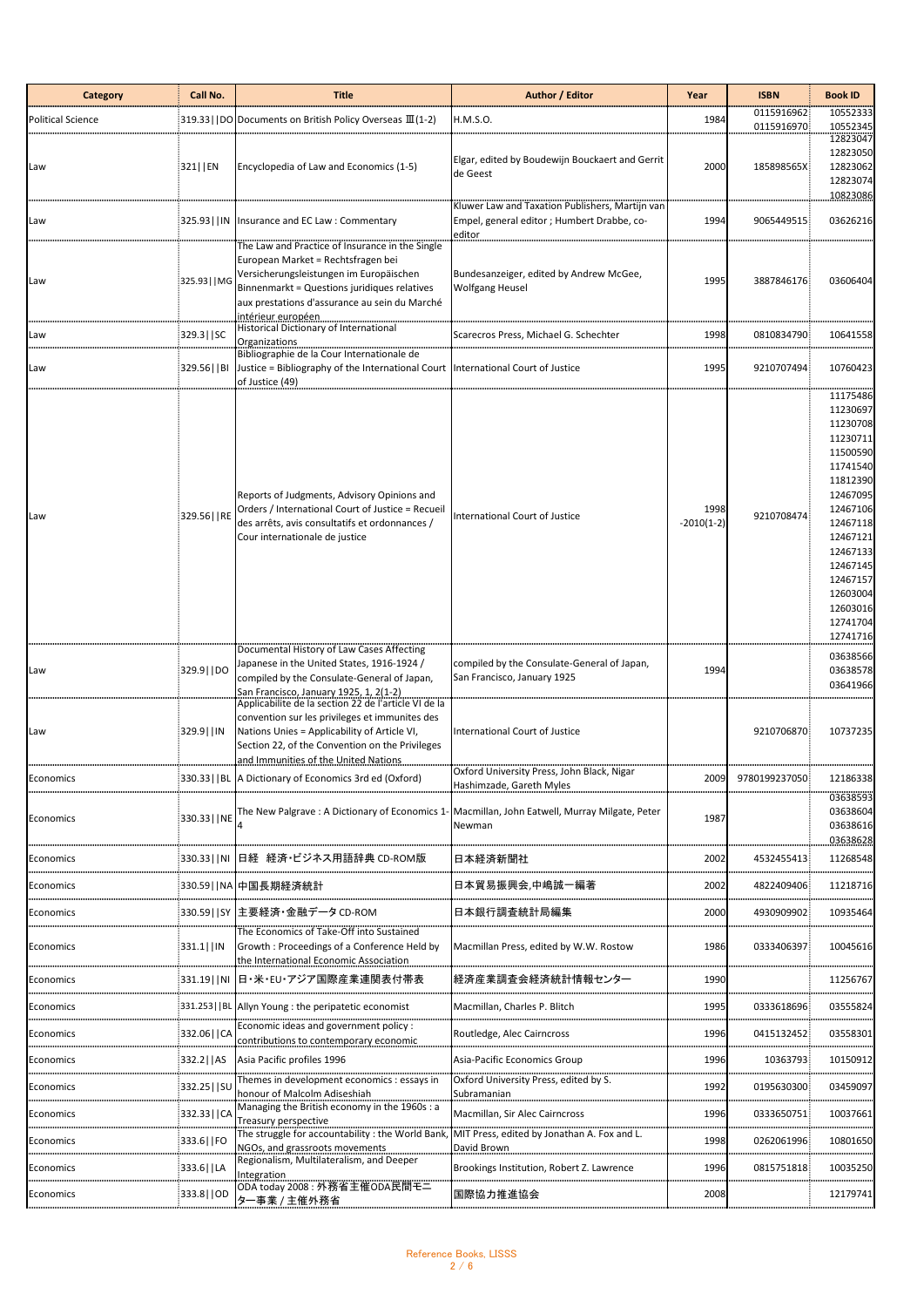| Category | Call No. | Title | Author / Editor | Year | ISBN | Book ID |
|---|---|---|---|---|---|---|
| Political Science | 319.33\|\|DO | Documents on British Policy Overseas Ⅲ(1-2) | H.M.S.O. | 1984 | 0115916962 0115916970 | 10552333 10552345 |
| Law | 321\|\|EN | Encyclopedia of Law and Economics (1-5) | Elgar, edited by Boudewijn Bouckaert and Gerrit de Geest | 2000 | 185898565X | 12823047 12823050 12823062 12823074 10823086 |
| Law | 325.93\|\|IN | Insurance and EC Law : Commentary | Kluwer Law and Taxation Publishers, Martijn van Empel, general editor ; Humbert Drabbe, co-editor | 1994 | 9065449515 | 03626216 |
| Law | 325.93\|\|MG | The Law and Practice of Insurance in the Single European Market = Rechtsfragen bei Versicherungsleistungen im Europäischen Binnenmarkt = Questions juridiques relatives aux prestations d'assurance au sein du Marché intérieur européen | Bundesanzeiger, edited by Andrew McGee, Wolfgang Heusel | 1995 | 3887846176 | 03606404 |
| Law | 329.3\|\|SC | Historical Dictionary of International Organizations | Scarecros Press, Michael G. Schechter | 1998 | 0810834790 | 10641558 |
| Law | 329.56\|\|BI | Bibliographie de la Cour Internationale de Justice = Bibliography of the International Court of Justice (49) | International Court of Justice | 1995 | 9210707494 | 10760423 |
| Law | 329.56\|\|RE | Reports of Judgments, Advisory Opinions and Orders / International Court of Justice = Recueil des arrêts, avis consultatifs et ordonnances / Cour internationale de justice | International Court of Justice | 1998 -2010(1-2) | 9210708474 | 11175486 11230697 11230708 11230711 11500590 11741540 11812390 12467095 12467106 12467118 12467121 12467133 12467145 12467157 12603004 12603016 12741704 12741716 |
| Law | 329.9\|\|DO | Documental History of Law Cases Affecting Japanese in the United States, 1916-1924 / compiled by the Consulate-General of Japan, San Francisco, January 1925, 1, 2(1-2) | compiled by the Consulate-General of Japan, San Francisco, January 1925 | 1994 | | 03638566 03638578 03641966 |
| Law | 329.9\|\|IN | Applicabilite de la section 22 de l'article VI de la convention sur les privileges et immunites des Nations Unies = Applicability of Article VI, Section 22, of the Convention on the Privileges and Immunities of the United Nations | International Court of Justice | | 9210706870 | 10737235 |
| Economics | 330.33\|\|BL | A Dictionary of Economics 3rd ed (Oxford) | Oxford University Press, John Black, Nigar Hashimzade, Gareth Myles | 2009 | 9780199237050 | 12186338 |
| Economics | 330.33\|\|NE | The New Palgrave : A Dictionary of Economics 1-4 | Macmillan, John Eatwell, Murray Milgate, Peter Newman | 1987 | | 03638593 03638604 03638616 03638628 |
| Economics | 330.33\|\|NI | 日経 経済・ビジネス用語辞典 CD-ROM版 | 日本経済新聞社 | 2002 | 4532455413 | 11268548 |
| Economics | 330.59\|\|NA | 中国長期経済統計 | 日本貿易振興会,中嶋誠一編著 | 2002 | 4822409406 | 11218716 |
| Economics | 330.59\|\|SY | 主要経済・金融データ CD-ROM | 日本銀行調査統計局編集 | 2000 | 4930909902 | 10935464 |
| Economics | 331.1\|\|IN | The Economics of Take-Off into Sustained Growth : Proceedings of a Conference Held by the International Economic Association | Macmillan Press, edited by W.W. Rostow | 1986 | 0333406397 | 10045616 |
| Economics | 331.19\|\|NI | 日・米・EU・アジア国際産業連関表付帯表 | 経済産業調査会経済統計情報センター | 1990 | | 11256767 |
| Economics | 331.253\|\|BL | Allyn Young : the peripatetic economist | Macmillan, Charles P. Blitch | 1995 | 0333618696 | 03555824 |
| Economics | 332.06\|\|CA | Economic ideas and government policy : contributions to contemporary economic | Routledge, Alec Cairncross | 1996 | 0415132452 | 03558301 |
| Economics | 332.2\|\|AS | Asia Pacific profiles 1996 | Asia-Pacific Economics Group | 1996 | 10363793 | 10150912 |
| Economics | 332.25\|\|SU | Themes in development economics : essays in honour of Malcolm Adiseshiah | Oxford University Press, edited by S. Subramanian | 1992 | 0195630300 | 03459097 |
| Economics | 332.33\|\|CA | Managing the British economy in the 1960s : a Treasury perspective | Macmillan, Sir Alec Cairncross | 1996 | 0333650751 | 10037661 |
| Economics | 333.6\|\|FO | The struggle for accountability : the World Bank, NGOs, and grassroots movements | MIT Press, edited by Jonathan A. Fox and L. David Brown | 1998 | 0262061996 | 10801650 |
| Economics | 333.6\|\|LA | Regionalism, Multilateralism, and Deeper Integration | Brookings Institution, Robert Z. Lawrence | 1996 | 0815751818 | 10035250 |
| Economics | 333.8\|\|OD | ODA today 2008 : 外務省主催ODA民間モニター事業 / 主催外務省 | 国際協力推進協会 | 2008 | | 12179741 |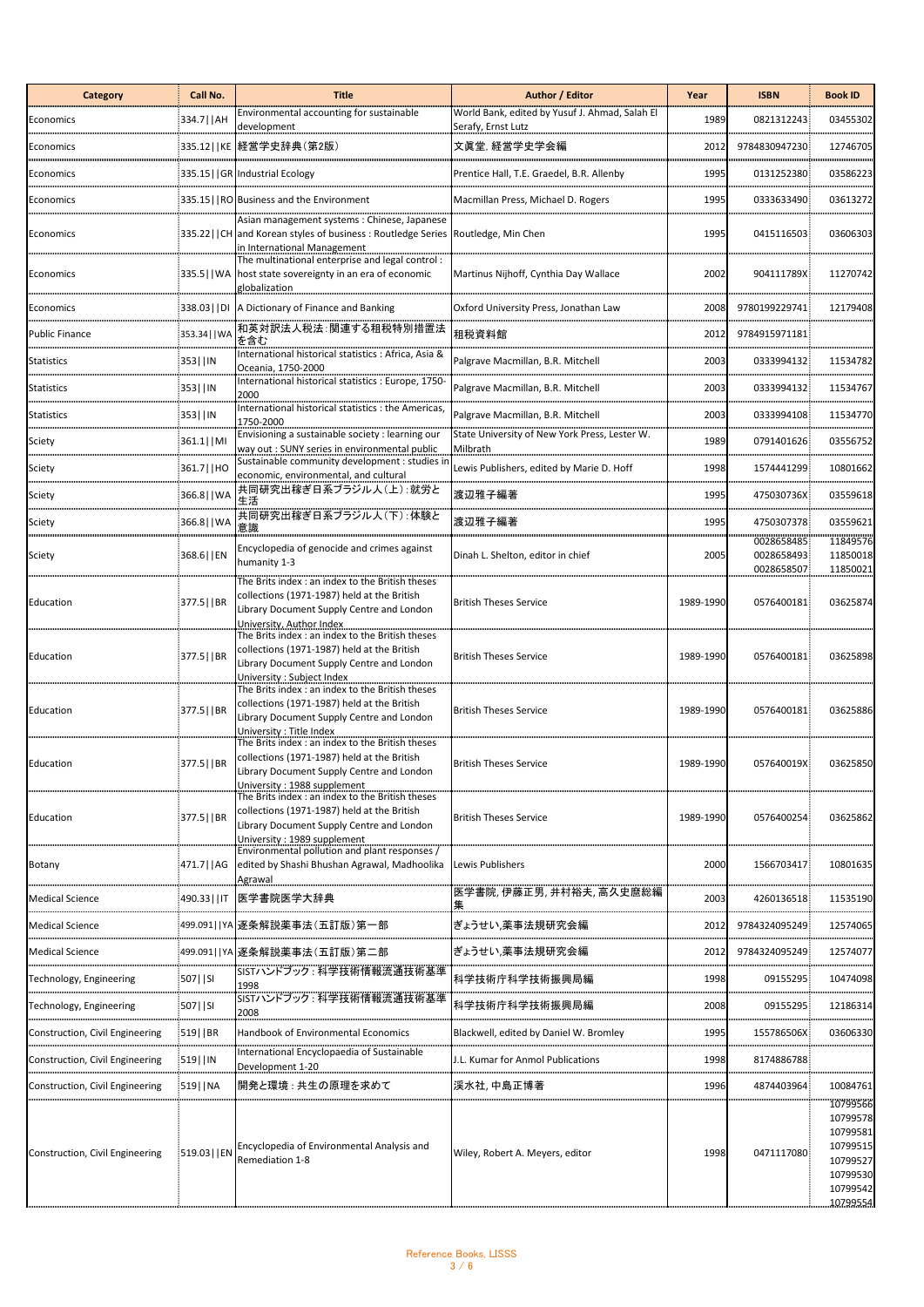| Category | Call No. | Title | Author / Editor | Year | ISBN | Book ID |
|---|---|---|---|---|---|---|
| Economics | 334.7\|\|AH | Environmental accounting for sustainable development | World Bank, edited by Yusuf J. Ahmad, Salah El Serafy, Ernst Lutz | 1989 | 0821312243 | 03455302 |
| Economics | 335.12\|\|KE | 経営学史辞典(第2版) | 文眞堂, 経営学史学会編 | 2012 | 9784830947230 | 12746705 |
| Economics | 335.15\|\|GR | Industrial Ecology | Prentice Hall, T.E. Graedel, B.R. Allenby | 1995 | 0131252380 | 03586223 |
| Economics | 335.15\|\|RO | Business and the Environment | Macmillan Press, Michael D. Rogers | 1995 | 0333633490 | 03613272 |
| Economics | 335.22\|\|CH | Asian management systems : Chinese, Japanese and Korean styles of business : Routledge Series in International Management | Routledge, Min Chen | 1995 | 0415116503 | 03606303 |
| Economics | 335.5\|\|WA | The multinational enterprise and legal control : host state sovereignty in an era of economic globalization | Martinus Nijhoff, Cynthia Day Wallace | 2002 | 904111789X | 11270742 |
| Economics | 338.03\|\|DI | A Dictionary of Finance and Banking | Oxford University Press, Jonathan Law | 2008 | 9780199229741 | 12179408 |
| Public Finance | 353.34\|\|WA | 和英対訳法人税法:関連する租税特別措置法を含む | 租税資料館 | 2012 | 9784915971181 | |
| Statistics | 353\|\|IN | International historical statistics : Africa, Asia & Oceania, 1750-2000 | Palgrave Macmillan, B.R. Mitchell | 2003 | 0333994132 | 11534782 |
| Statistics | 353\|\|IN | International historical statistics : Europe, 1750-2000 | Palgrave Macmillan, B.R. Mitchell | 2003 | 0333994132 | 11534767 |
| Statistics | 353\|\|IN | International historical statistics : the Americas, 1750-2000 | Palgrave Macmillan, B.R. Mitchell | 2003 | 0333994108 | 11534770 |
| Sciety | 361.1\|\|MI | Envisioning a sustainable society : learning our way out : SUNY series in environmental public | State University of New York Press, Lester W. Milbrath | 1989 | 0791401626 | 03556752 |
| Sciety | 361.7\|\|HO | Sustainable community development : studies in economic, environmental, and cultural | Lewis Publishers, edited by Marie D. Hoff | 1998 | 1574441299 | 10801662 |
| Sciety | 366.8\|\|WA | 共同研究出稼ぎ日系ブラジル人(上):就労と生活 | 渡辺雅子編著 | 1995 | 475030736X | 03559618 |
| Sciety | 366.8\|\|WA | 共同研究出稼ぎ日系ブラジル人(下):体験と意識 | 渡辺雅子編著 | 1995 | 4750307378 | 03559621 |
| Sciety | 368.6\|\|EN | Encyclopedia of genocide and crimes against humanity 1-3 | Dinah L. Shelton, editor in chief | 2005 | 0028658485<br>0028658493<br>0028658507 | 11849576<br>11850018<br>11850021 |
| Education | 377.5\|\|BR | The Brits index : an index to the British theses collections (1971-1987) held at the British Library Document Supply Centre and London University, Author Index | British Theses Service | 1989-1990 | 0576400181 | 03625874 |
| Education | 377.5\|\|BR | The Brits index : an index to the British theses collections (1971-1987) held at the British Library Document Supply Centre and London University : Subject Index | British Theses Service | 1989-1990 | 0576400181 | 03625898 |
| Education | 377.5\|\|BR | The Brits index : an index to the British theses collections (1971-1987) held at the British Library Document Supply Centre and London University : Title Index | British Theses Service | 1989-1990 | 0576400181 | 03625886 |
| Education | 377.5\|\|BR | The Brits index : an index to the British theses collections (1971-1987) held at the British Library Document Supply Centre and London University : 1988 supplement | British Theses Service | 1989-1990 | 057640019X | 03625850 |
| Education | 377.5\|\|BR | The Brits index : an index to the British theses collections (1971-1987) held at the British Library Document Supply Centre and London University : 1989 supplement | British Theses Service | 1989-1990 | 0576400254 | 03625862 |
| Botany | 471.7\|\|AG | Environmental pollution and plant responses / edited by Shashi Bhushan Agrawal, Madhoolika Agrawal | Lewis Publishers | 2000 | 1566703417 | 10801635 |
| Medical Science | 490.33\|\|IT | 医学書院医学大辞典 | 医学書院, 伊藤正男, 井村裕夫, 高久史麿総編集 | 2003 | 4260136518 | 11535190 |
| Medical Science | 499.091\|\|YA | 逐条解説薬事法(五訂版)第一部 | ぎょうせい,薬事法規研究会編 | 2012 | 9784324095249 | 12574065 |
| Medical Science | 499.091\|\|YA | 逐条解説薬事法(五訂版)第二部 | ぎょうせい,薬事法規研究会編 | 2012 | 9784324095249 | 12574077 |
| Technology, Engineering | 507\|\|SI | SISTハンドブック:科学技術情報流通技術基準 1998 | 科学技術庁科学技術振興局編 | 1998 | 09155295 | 10474098 |
| Technology, Engineering | 507\|\|SI | SISTハンドブック:科学技術情報流通技術基準 2008 | 科学技術庁科学技術振興局編 | 2008 | 09155295 | 12186314 |
| Construction, Civil Engineering | 519\|\|BR | Handbook of Environmental Economics | Blackwell, edited by Daniel W. Bromley | 1995 | 155786506X | 03606330 |
| Construction, Civil Engineering | 519\|\|IN | International Encyclopaedia of Sustainable Development 1-20 | J.L. Kumar for Anmol Publications | 1998 | 8174886788 | |
| Construction, Civil Engineering | 519\|\|NA | 開発と環境:共生の原理を求めて | 渓水社, 中島正博著 | 1996 | 4874403964 | 10084761 |
| Construction, Civil Engineering | 519.03\|\|EN | Encyclopedia of Environmental Analysis and Remediation 1-8 | Wiley, Robert A. Meyers, editor | 1998 | 0471117080 | 10799566<br>10799578<br>10799581<br>10799515<br>10799527<br>10799530<br>10799542<br>10799554 |

Reference Books, LISSS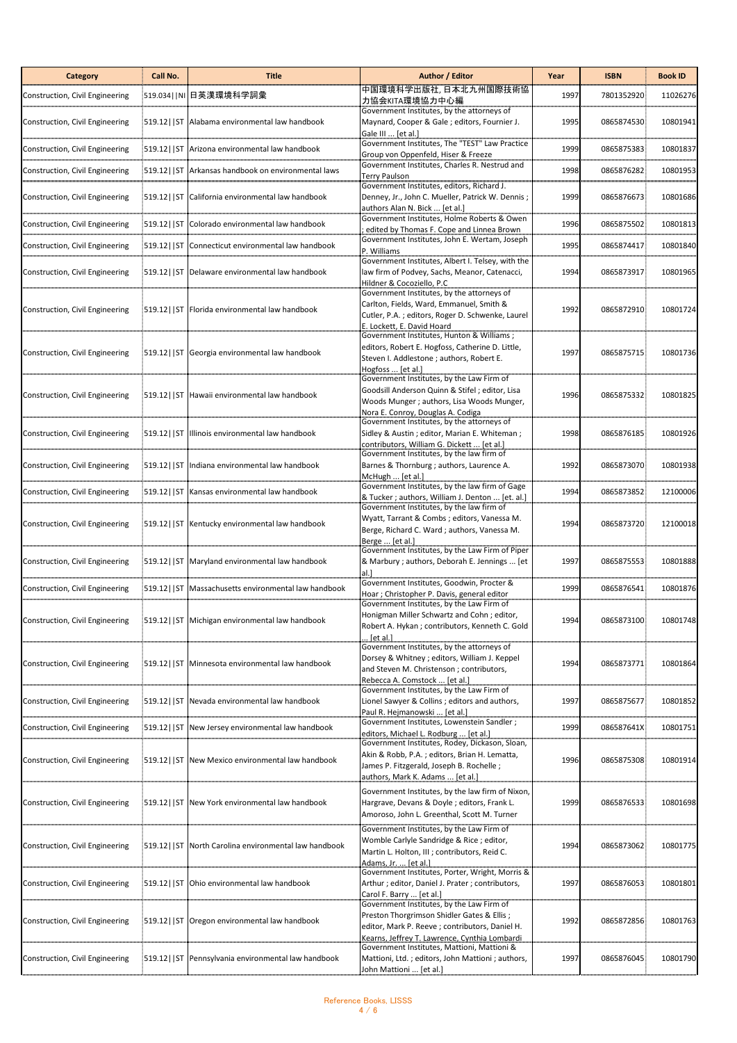| Category | Call No. | Title | Author / Editor | Year | ISBN | Book ID |
|---|---|---|---|---|---|---|
| Construction, Civil Engineering | 519.034\|\|NI | 日英漢環境科学詞彙 | 中国環境科学出版社, 日本北九州国際技術協力協会KITA環境協力中心編 | 1997 | 7801352920 | 11026276 |
| Construction, Civil Engineering | 519.12\|\|ST | Alabama environmental law handbook | Government Institutes, by the attorneys of Maynard, Cooper & Gale ; editors, Fournier J. Gale III ... [et al.] | 1995 | 0865874530 | 10801941 |
| Construction, Civil Engineering | 519.12\|\|ST | Arizona environmental law handbook | Government Institutes, The "TEST" Law Practice Group von Oppenfeld, Hiser & Freeze | 1999 | 0865875383 | 10801837 |
| Construction, Civil Engineering | 519.12\|\|ST | Arkansas handbook on environmental laws | Government Institutes, Charles R. Nestrud and Terry Paulson | 1998 | 0865876282 | 10801953 |
| Construction, Civil Engineering | 519.12\|\|ST | California environmental law handbook | Government Institutes, editors, Richard J. Denney, Jr., John C. Mueller, Patrick W. Dennis ; authors Alan N. Bick ... [et al.] | 1999 | 0865876673 | 10801686 |
| Construction, Civil Engineering | 519.12\|\|ST | Colorado environmental law handbook | Government Institutes, Holme Roberts & Owen ; edited by Thomas F. Cope and Linnea Brown | 1996 | 0865875502 | 10801813 |
| Construction, Civil Engineering | 519.12\|\|ST | Connecticut environmental law handbook | Government Institutes, John E. Wertam, Joseph P. Williams | 1995 | 0865874417 | 10801840 |
| Construction, Civil Engineering | 519.12\|\|ST | Delaware environmental law handbook | Government Institutes, Albert I. Telsey, with the law firm of Podvey, Sachs, Meanor, Catenacci, Hildner & Cocoziello, P.C | 1994 | 0865873917 | 10801965 |
| Construction, Civil Engineering | 519.12\|\|ST | Florida environmental law handbook | Government Institutes, by the attorneys of Carlton, Fields, Ward, Emmanuel, Smith & Cutler, P.A. ; editors, Roger D. Schwenke, Laurel E. Lockett, E. David Hoard | 1992 | 0865872910 | 10801724 |
| Construction, Civil Engineering | 519.12\|\|ST | Georgia environmental law handbook | Government Institutes, Hunton & Williams ; editors, Robert E. Hogfoss, Catherine D. Little, Steven I. Addlestone ; authors, Robert E. Hogfoss ... [et al.] | 1997 | 0865875715 | 10801736 |
| Construction, Civil Engineering | 519.12\|\|ST | Hawaii environmental law handbook | Government Institutes, by the Law Firm of Goodsill Anderson Quinn & Stifel ; editor, Lisa Woods Munger ; authors, Lisa Woods Munger, Nora E. Conroy, Douglas A. Codiga | 1996 | 0865875332 | 10801825 |
| Construction, Civil Engineering | 519.12\|\|ST | Illinois environmental law handbook | Government Institutes, by the attorneys of Sidley & Austin ; editor, Marian E. Whiteman ; contributors, William G. Dickett ... [et al.] | 1998 | 0865876185 | 10801926 |
| Construction, Civil Engineering | 519.12\|\|ST | Indiana environmental law handbook | Government Institutes, by the law firm of Barnes & Thornburg ; authors, Laurence A. McHugh ... [et al.] | 1992 | 0865873070 | 10801938 |
| Construction, Civil Engineering | 519.12\|\|ST | Kansas environmental law handbook | Government Institutes, by the law firm of Gage & Tucker ; authors, William J. Denton ... [et. al.] | 1994 | 0865873852 | 12100006 |
| Construction, Civil Engineering | 519.12\|\|ST | Kentucky environmental law handbook | Government Institutes, by the law firm of Wyatt, Tarrant & Combs ; editors, Vanessa M. Berge, Richard C. Ward ; authors, Vanessa M. Berge ... [et al.] | 1994 | 0865873720 | 12100018 |
| Construction, Civil Engineering | 519.12\|\|ST | Maryland environmental law handbook | Government Institutes, by the Law Firm of Piper & Marbury ; authors, Deborah E. Jennings ... [et al.] | 1997 | 0865875553 | 10801888 |
| Construction, Civil Engineering | 519.12\|\|ST | Massachusetts environmental law handbook | Government Institutes, Goodwin, Procter & Hoar ; Christopher P. Davis, general editor | 1999 | 0865876541 | 10801876 |
| Construction, Civil Engineering | 519.12\|\|ST | Michigan environmental law handbook | Government Institutes, by the Law Firm of Honigman Miller Schwartz and Cohn ; editor, Robert A. Hykan ; contributors, Kenneth C. Gold ... [et al.] | 1994 | 0865873100 | 10801748 |
| Construction, Civil Engineering | 519.12\|\|ST | Minnesota environmental law handbook | Government Institutes, by the attorneys of Dorsey & Whitney ; editors, William J. Keppel and Steven M. Christenson ; contributors, Rebecca A. Comstock ... [et al.] | 1994 | 0865873771 | 10801864 |
| Construction, Civil Engineering | 519.12\|\|ST | Nevada environmental law handbook | Government Institutes, by the Law Firm of Lionel Sawyer & Collins ; editors and authors, Paul R. Hejmanowski ... [et al.] | 1997 | 0865875677 | 10801852 |
| Construction, Civil Engineering | 519.12\|\|ST | New Jersey environmental law handbook | Government Institutes, Lowenstein Sandler ; editors, Michael L. Rodburg ... [et al.] | 1999 | 086587641X | 10801751 |
| Construction, Civil Engineering | 519.12\|\|ST | New Mexico environmental law handbook | Government Institutes, Rodey, Dickason, Sloan, Akin & Robb, P.A. ; editors, Brian H. Lematta, James P. Fitzgerald, Joseph B. Rochelle ; authors, Mark K. Adams ... [et al.] | 1996 | 0865875308 | 10801914 |
| Construction, Civil Engineering | 519.12\|\|ST | New York environmental law handbook | Government Institutes, by the law firm of Nixon, Hargrave, Devans & Doyle ; editors, Frank L. Amoroso, John L. Greenthal, Scott M. Turner | 1999 | 0865876533 | 10801698 |
| Construction, Civil Engineering | 519.12\|\|ST | North Carolina environmental law handbook | Government Institutes, by the Law Firm of Womble Carlyle Sandridge & Rice ; editor, Martin L. Holton, III ; contributors, Reid C. Adams, Jr. ... [et al.] | 1994 | 0865873062 | 10801775 |
| Construction, Civil Engineering | 519.12\|\|ST | Ohio environmental law handbook | Government Institutes, Porter, Wright, Morris & Arthur ; editor, Daniel J. Prater ; contributors, Carol F. Barry ... [et al.] | 1997 | 0865876053 | 10801801 |
| Construction, Civil Engineering | 519.12\|\|ST | Oregon environmental law handbook | Government Institutes, by the Law Firm of Preston Thorgrimson Shidler Gates & Ellis ; editor, Mark P. Reeve ; contributors, Daniel H. Kearns, Jeffrey T. Lawrence, Cynthia Lombardi | 1992 | 0865872856 | 10801763 |
| Construction, Civil Engineering | 519.12\|\|ST | Pennsylvania environmental law handbook | Government Institutes, Mattioni, Mattioni & Mattioni, Ltd. ; editors, John Mattioni ; authors, John Mattioni ... [et al.] | 1997 | 0865876045 | 10801790 |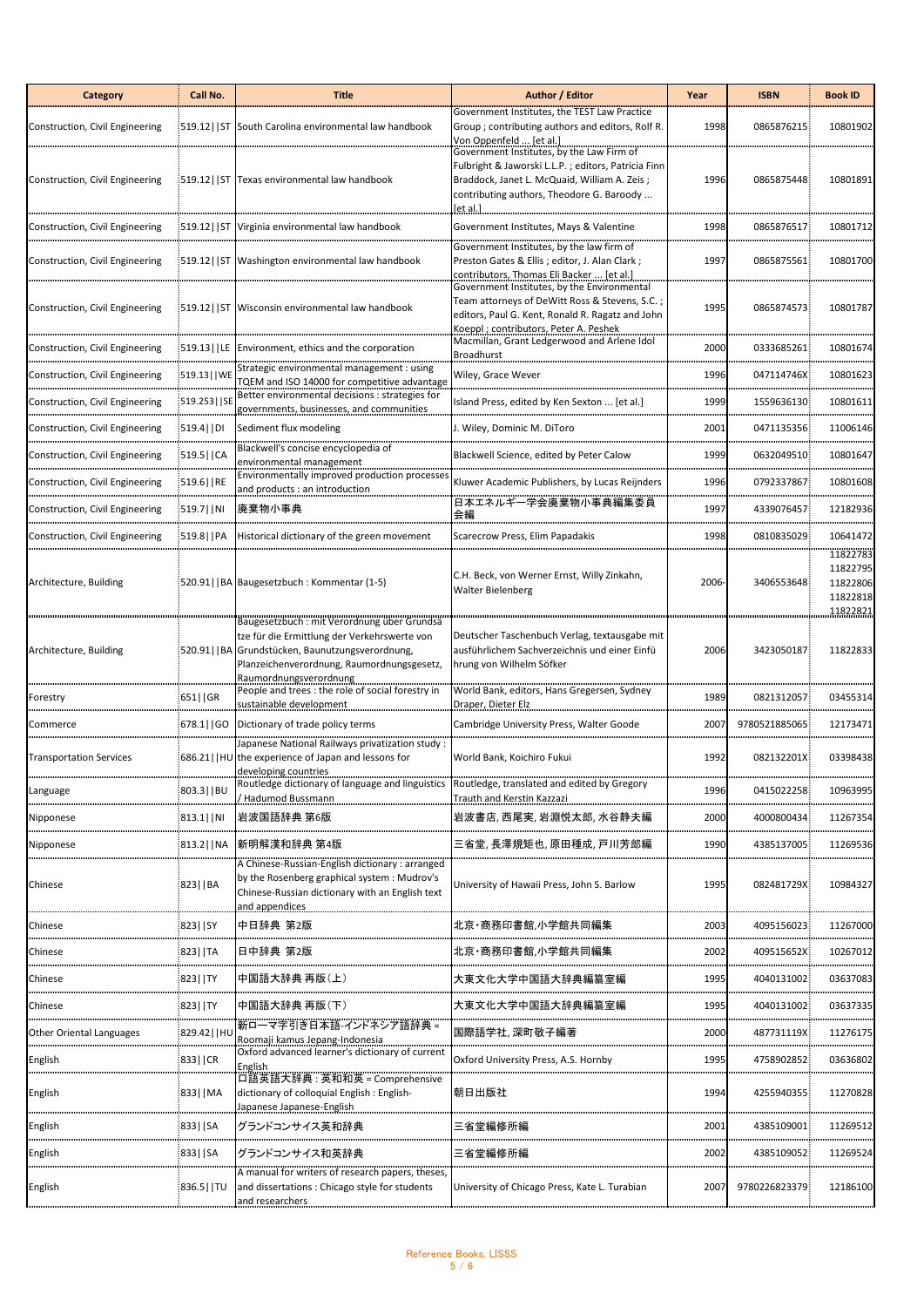| Category | Call No. | Title | Author / Editor | Year | ISBN | Book ID |
|---|---|---|---|---|---|---|
| Construction, Civil Engineering | 519.12\|\|ST | South Carolina environmental law handbook | Government Institutes, the TEST Law Practice Group ; contributing authors and editors, Rolf R. Von Oppenfeld ... [et al.] | 1998 | 0865876215 | 10801902 |
| Construction, Civil Engineering | 519.12\|\|ST | Texas environmental law handbook | Government Institutes, by the Law Firm of Fulbright & Jaworski L.L.P. ; editors, Patricia Finn Braddock, Janet L. McQuaid, William A. Zeis ; contributing authors, Theodore G. Baroody ... [et al.] | 1996 | 0865875448 | 10801891 |
| Construction, Civil Engineering | 519.12\|\|ST | Virginia environmental law handbook | Government Institutes, Mays & Valentine | 1998 | 0865876517 | 10801712 |
| Construction, Civil Engineering | 519.12\|\|ST | Washington environmental law handbook | Government Institutes, by the law firm of Preston Gates & Ellis ; editor, J. Alan Clark ; contributors, Thomas Eli Backer ... [et al.] | 1997 | 0865875561 | 10801700 |
| Construction, Civil Engineering | 519.12\|\|ST | Wisconsin environmental law handbook | Government Institutes, by the Environmental Team attorneys of DeWitt Ross & Stevens, S.C. ; editors, Paul G. Kent, Ronald R. Ragatz and John Koeppl ; contributors, Peter A. Peshek | 1995 | 0865874573 | 10801787 |
| Construction, Civil Engineering | 519.13\|\|LE | Environment, ethics and the corporation | Macmillan, Grant Ledgerwood and Arlene Idol Broadhurst | 2000 | 0333685261 | 10801674 |
| Construction, Civil Engineering | 519.13\|\|WE | Strategic environmental management : using TQEM and ISO 14000 for competitive advantage | Wiley, Grace Wever | 1996 | 047114746X | 10801623 |
| Construction, Civil Engineering | 519.253\|\|SE | Better environmental decisions : strategies for governments, businesses, and communities | Island Press, edited by Ken Sexton ... [et al.] | 1999 | 1559636130 | 10801611 |
| Construction, Civil Engineering | 519.4\|\|DI | Sediment flux modeling | J. Wiley, Dominic M. DiToro | 2001 | 0471135356 | 11006146 |
| Construction, Civil Engineering | 519.5\|\|CA | Blackwell's concise encyclopedia of environmental management | Blackwell Science, edited by Peter Calow | 1999 | 0632049510 | 10801647 |
| Construction, Civil Engineering | 519.6\|\|RE | Environmentally improved production processes and products : an introduction | Kluwer Academic Publishers, by Lucas Reijnders | 1996 | 0792337867 | 10801608 |
| Construction, Civil Engineering | 519.7\|\|NI | 廃棄物小事典 | 日本エネルギー学会廃棄物小事典編集委員会編 | 1997 | 4339076457 | 12182936 |
| Construction, Civil Engineering | 519.8\|\|PA | Historical dictionary of the green movement | Scarecrow Press, Elim Papadakis | 1998 | 0810835029 | 10641472 |
| Architecture, Building | 520.91\|\|BA | Baugesetzbuch : Kommentar (1-5) | C.H. Beck, von Werner Ernst, Willy Zinkahn, Walter Bielenberg | 2006- | 3406553648 | 11822783 11822795 11822806 11822818 11822821 |
| Architecture, Building | 520.91\|\|BA | Baugesetzbuch : mit Verordnung über Grundsätze für die Ermittlung der Verkehrswerte von Grundstücken, Baunutzungsverordnung, Planzeichenverordnung, Raumordnungsgesetz, Raumordnungsverordnung | Deutscher Taschenbuch Verlag, textausgabe mit ausführlichem Sachverzeichnis und einer Einführung von Wilhelm Söfker | 2006 | 3423050187 | 11822833 |
| Forestry | 651\|\|GR | People and trees : the role of social forestry in sustainable development | World Bank, editors, Hans Gregersen, Sydney Draper, Dieter Elz | 1989 | 0821312057 | 03455314 |
| Commerce | 678.1\|\|GO | Dictionary of trade policy terms | Cambridge University Press, Walter Goode | 2007 | 9780521885065 | 12173471 |
| Transportation Services | 686.21\|\|HU | Japanese National Railways privatization study : the experience of Japan and lessons for developing countries | World Bank, Koichiro Fukui | 1992 | 082132201X | 03398438 |
| Language | 803.3\|\|BU | Routledge dictionary of language and linguistics / Hadumod Bussmann | Routledge, translated and edited by Gregory Trauth and Kerstin Kazzazi | 1996 | 0415022258 | 10963995 |
| Nipponese | 813.1\|\|NI | 岩波国語辞典 第6版 | 岩波書店, 西尾実, 岩淵悦太郎, 水谷静夫編 | 2000 | 4000800434 | 11267354 |
| Nipponese | 813.2\|\|NA | 新明解漢和辞典 第4版 | 三省堂, 長澤規矩也, 原田種成, 戸川芳郎編 | 1990 | 4385137005 | 11269536 |
| Chinese | 823\|\|BA | A Chinese-Russian-English dictionary : arranged by the Rosenberg graphical system : Mudrov's Chinese-Russian dictionary with an English text and appendices | University of Hawaii Press, John S. Barlow | 1995 | 082481729X | 10984327 |
| Chinese | 823\|\|SY | 中日辞典 第2版 | 北京・商務印書館,小学館共同編集 | 2003 | 4095156023 | 11267000 |
| Chinese | 823\|\|TA | 日中辞典 第2版 | 北京・商務印書館,小学館共同編集 | 2002 | 409515652X | 10267012 |
| Chinese | 823\|\|TY | 中国語大辞典 再版（上） | 大東文化大学中国語大辞典編纂室編 | 1995 | 4040131002 | 03637083 |
| Chinese | 823\|\|TY | 中国語大辞典 再版（下） | 大東文化大学中国語大辞典編纂室編 | 1995 | 4040131002 | 03637335 |
| Other Oriental Languages | 829.42\|\|HU | 新ローマ字引き日本語-インドネシア語辞典 = Roomaji kamus Jepang-Indonesia | 国際語学社, 深町敬子編著 | 2000 | 487731119X | 11276175 |
| English | 833\|\|CR | Oxford advanced learner's dictionary of current English | Oxford University Press, A.S. Hornby | 1995 | 4758902852 | 03636802 |
| English | 833\|\|MA | 口語英語大辞典 : 英和和英 = Comprehensive dictionary of colloquial English : English-Japanese Japanese-English | 朝日出版社 | 1994 | 4255940355 | 11270828 |
| English | 833\|\|SA | グランドコンサイス英和辞典 | 三省堂編修所編 | 2001 | 4385109001 | 11269512 |
| English | 833\|\|SA | グランドコンサイス和英辞典 | 三省堂編修所編 | 2002 | 4385109052 | 11269524 |
| English | 836.5\|\|TU | A manual for writers of research papers, theses, and dissertations : Chicago style for students and researchers | University of Chicago Press, Kate L. Turabian | 2007 | 9780226823379 | 12186100 |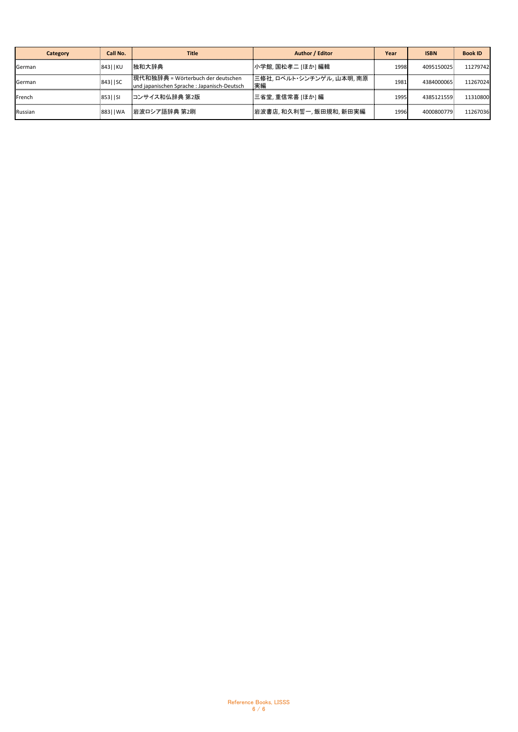| Category | Call No. | Title | Author / Editor | Year | ISBN | Book ID |
|---|---|---|---|---|---|---|
| German | 843\|\|KU | 独和大辞典 | 小学館, 国松孝二 [ほか] 編輯 | 1998 | 4095150025 | 11279742 |
| German | 843\|\|SC | 現代和独辞典 = Wörterbuch der deutschen und japanischen Sprache : Japanisch-Deutsch | 三修社, ロベルト・シンチンゲル, 山本明, 南原実編 | 1981 | 4384000065 | 11267024 |
| French | 853\|\|SI | コンサイス和仏辞典 第2版 | 三省堂, 重信常喜 [ほか] 編 | 1995 | 4385121559 | 11310800 |
| Russian | 883\|\|WA | 岩波ロシア語辞典 第2刷 | 岩波書店, 和久利誓一, 飯田規和, 新田実編 | 1996 | 4000800779 | 11267036 |

Reference Books, LISSS